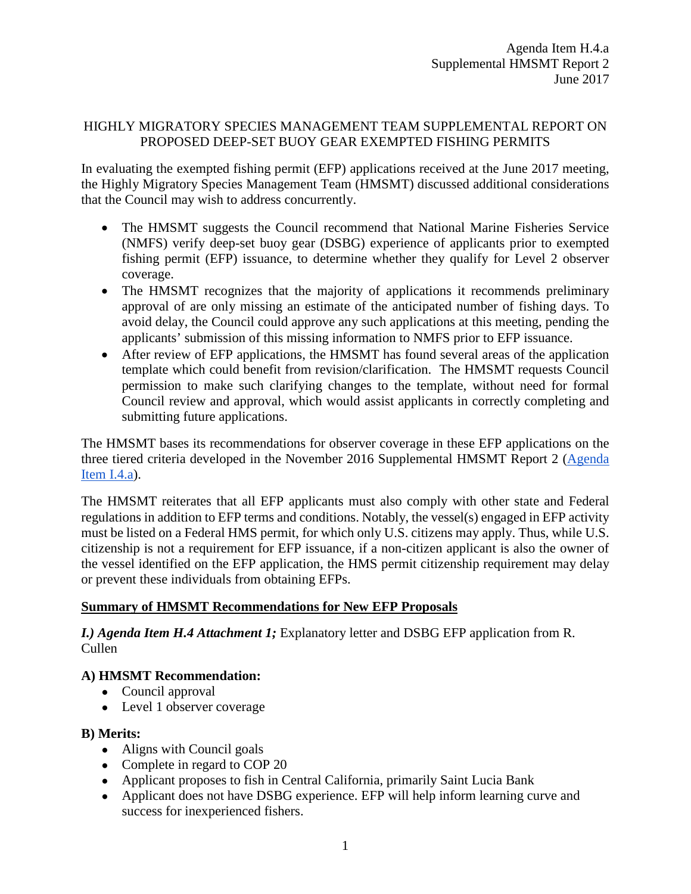Agenda Item H.4.a
Supplemental HMSMT Report 2
June 2017

# HIGHLY MIGRATORY SPECIES MANAGEMENT TEAM SUPPLEMENTAL REPORT ON PROPOSED DEEP-SET BUOY GEAR EXEMPTED FISHING PERMITS

In evaluating the exempted fishing permit (EFP) applications received at the June 2017 meeting, the Highly Migratory Species Management Team (HMSMT) discussed additional considerations that the Council may wish to address concurrently.

- The HMSMT suggests the Council recommend that National Marine Fisheries Service (NMFS) verify deep-set buoy gear (DSBG) experience of applicants prior to exempted fishing permit (EFP) issuance, to determine whether they qualify for Level 2 observer coverage.
- The HMSMT recognizes that the majority of applications it recommends preliminary approval of are only missing an estimate of the anticipated number of fishing days. To avoid delay, the Council could approve any such applications at this meeting, pending the applicants' submission of this missing information to NMFS prior to EFP issuance.
- After review of EFP applications, the HMSMT has found several areas of the application template which could benefit from revision/clarification. The HMSMT requests Council permission to make such clarifying changes to the template, without need for formal Council review and approval, which would assist applicants in correctly completing and submitting future applications.

The HMSMT bases its recommendations for observer coverage in these EFP applications on the three tiered criteria developed in the November 2016 Supplemental HMSMT Report 2 (Agenda Item I.4.a).

The HMSMT reiterates that all EFP applicants must also comply with other state and Federal regulations in addition to EFP terms and conditions. Notably, the vessel(s) engaged in EFP activity must be listed on a Federal HMS permit, for which only U.S. citizens may apply. Thus, while U.S. citizenship is not a requirement for EFP issuance, if a non-citizen applicant is also the owner of the vessel identified on the EFP application, the HMS permit citizenship requirement may delay or prevent these individuals from obtaining EFPs.

## Summary of HMSMT Recommendations for New EFP Proposals

***I.) Agenda Item H.4 Attachment 1;*** Explanatory letter and DSBG EFP application from R. Cullen

### A) HMSMT Recommendation:

- Council approval
- Level 1 observer coverage

### B) Merits:

- Aligns with Council goals
- Complete in regard to COP 20
- Applicant proposes to fish in Central California, primarily Saint Lucia Bank
- Applicant does not have DSBG experience. EFP will help inform learning curve and success for inexperienced fishers.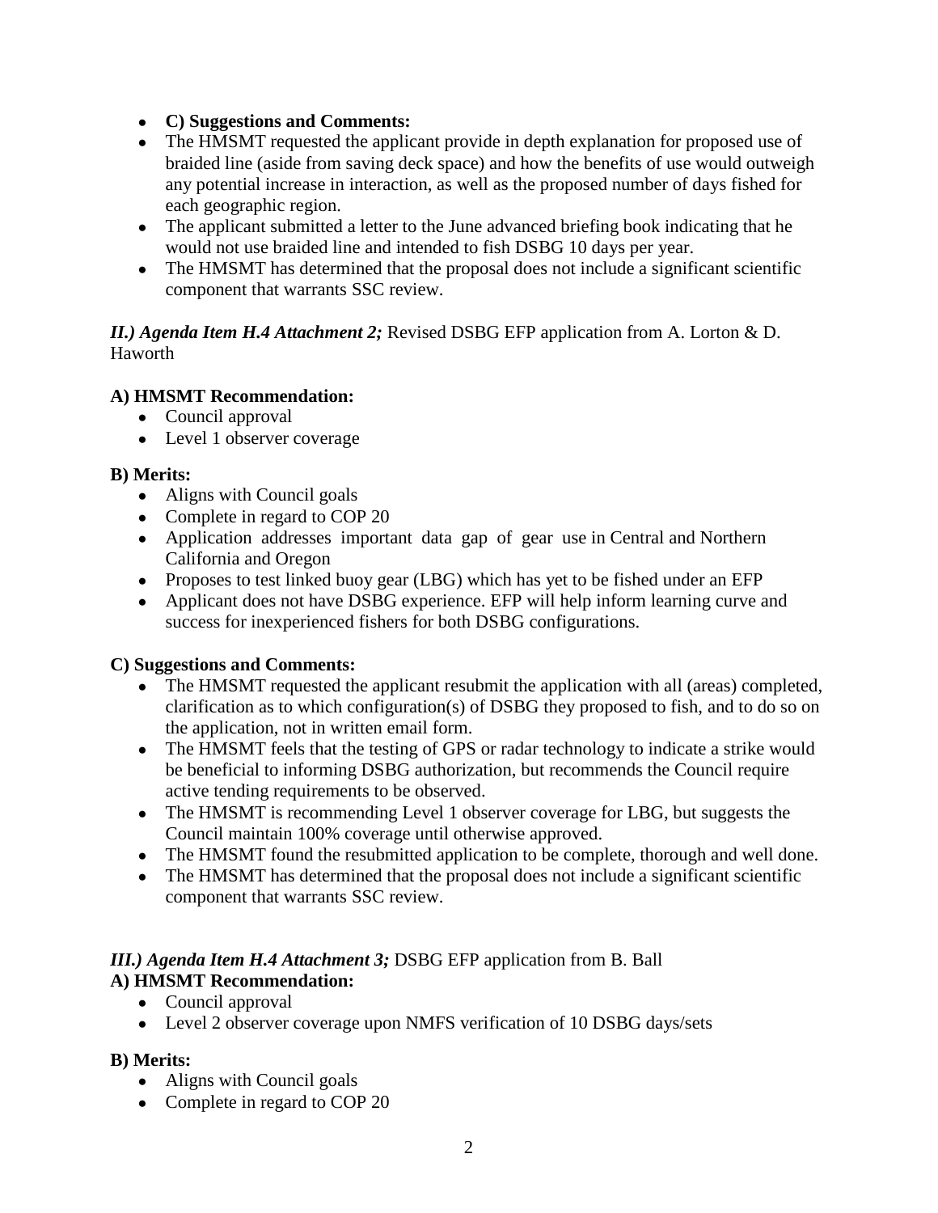- **C) Suggestions and Comments:**
- The HMSMT requested the applicant provide in depth explanation for proposed use of braided line (aside from saving deck space) and how the benefits of use would outweigh any potential increase in interaction, as well as the proposed number of days fished for each geographic region.
- The applicant submitted a letter to the June advanced briefing book indicating that he would not use braided line and intended to fish DSBG 10 days per year.
- The HMSMT has determined that the proposal does not include a significant scientific component that warrants SSC review.

***II.) Agenda Item H.4 Attachment 2;*** Revised DSBG EFP application from A. Lorton & D. Haworth

**A) HMSMT Recommendation:**

- Council approval
- Level 1 observer coverage

**B) Merits:**

- Aligns with Council goals
- Complete in regard to COP 20
- Application addresses important data gap of gear use in Central and Northern California and Oregon
- Proposes to test linked buoy gear (LBG) which has yet to be fished under an EFP
- Applicant does not have DSBG experience. EFP will help inform learning curve and success for inexperienced fishers for both DSBG configurations.

**C) Suggestions and Comments:**

- The HMSMT requested the applicant resubmit the application with all (areas) completed, clarification as to which configuration(s) of DSBG they proposed to fish, and to do so on the application, not in written email form.
- The HMSMT feels that the testing of GPS or radar technology to indicate a strike would be beneficial to informing DSBG authorization, but recommends the Council require active tending requirements to be observed.
- The HMSMT is recommending Level 1 observer coverage for LBG, but suggests the Council maintain 100% coverage until otherwise approved.
- The HMSMT found the resubmitted application to be complete, thorough and well done.
- The HMSMT has determined that the proposal does not include a significant scientific component that warrants SSC review.

***III.) Agenda Item H.4 Attachment 3;*** DSBG EFP application from B. Ball

**A) HMSMT Recommendation:**

- Council approval
- Level 2 observer coverage upon NMFS verification of 10 DSBG days/sets

**B) Merits:**

- Aligns with Council goals
- Complete in regard to COP 20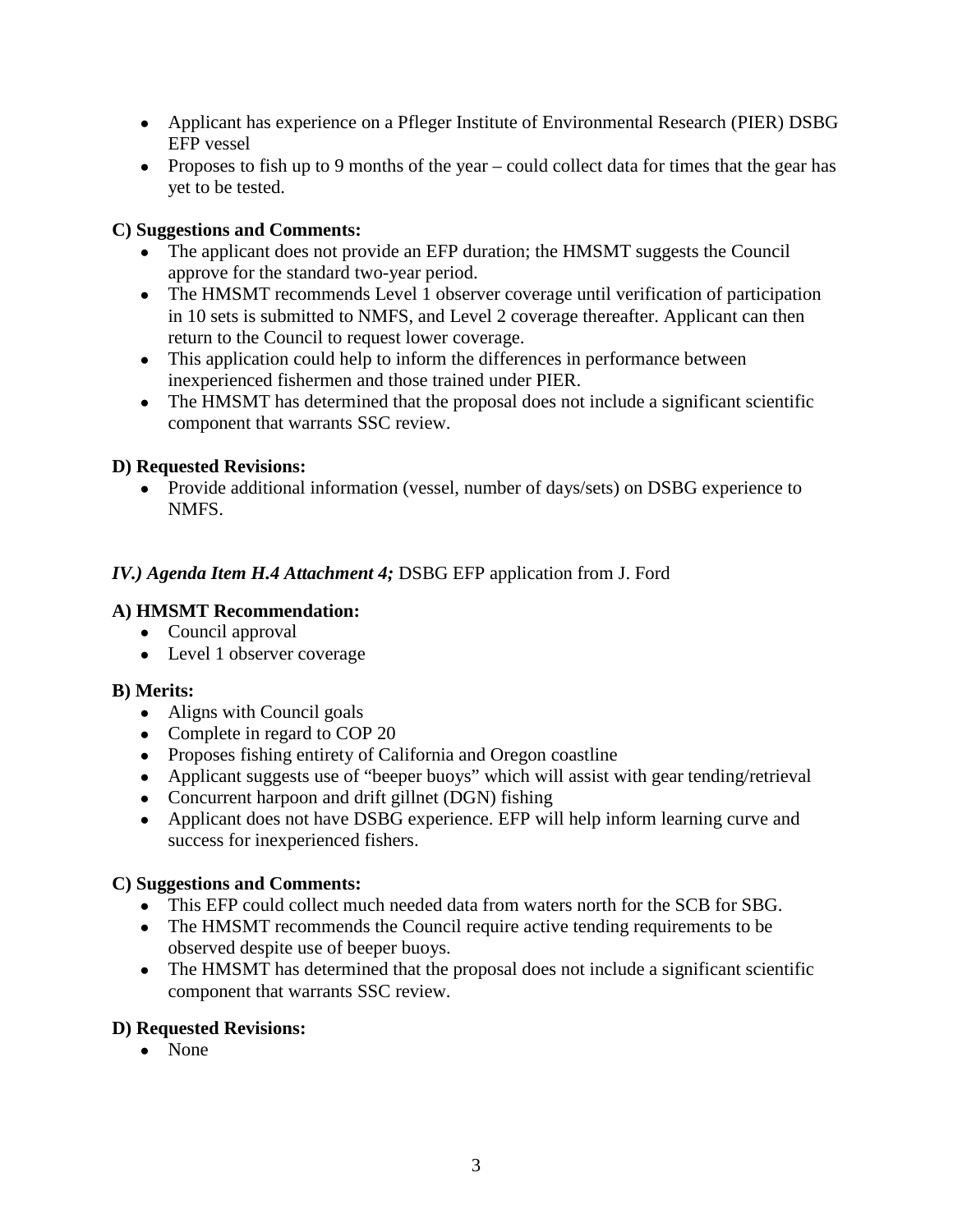- Applicant has experience on a Pfleger Institute of Environmental Research (PIER) DSBG EFP vessel
- Proposes to fish up to 9 months of the year – could collect data for times that the gear has yet to be tested.

**C) Suggestions and Comments:**

- The applicant does not provide an EFP duration; the HMSMT suggests the Council approve for the standard two-year period.
- The HMSMT recommends Level 1 observer coverage until verification of participation in 10 sets is submitted to NMFS, and Level 2 coverage thereafter. Applicant can then return to the Council to request lower coverage.
- This application could help to inform the differences in performance between inexperienced fishermen and those trained under PIER.
- The HMSMT has determined that the proposal does not include a significant scientific component that warrants SSC review.

**D) Requested Revisions:**

- Provide additional information (vessel, number of days/sets) on DSBG experience to NMFS.

***IV.) Agenda Item H.4 Attachment 4;*** DSBG EFP application from J. Ford

**A) HMSMT Recommendation:**

- Council approval
- Level 1 observer coverage

**B) Merits:**

- Aligns with Council goals
- Complete in regard to COP 20
- Proposes fishing entirety of California and Oregon coastline
- Applicant suggests use of "beeper buoys" which will assist with gear tending/retrieval
- Concurrent harpoon and drift gillnet (DGN) fishing
- Applicant does not have DSBG experience. EFP will help inform learning curve and success for inexperienced fishers.

**C) Suggestions and Comments:**

- This EFP could collect much needed data from waters north for the SCB for SBG.
- The HMSMT recommends the Council require active tending requirements to be observed despite use of beeper buoys.
- The HMSMT has determined that the proposal does not include a significant scientific component that warrants SSC review.

**D) Requested Revisions:**

- None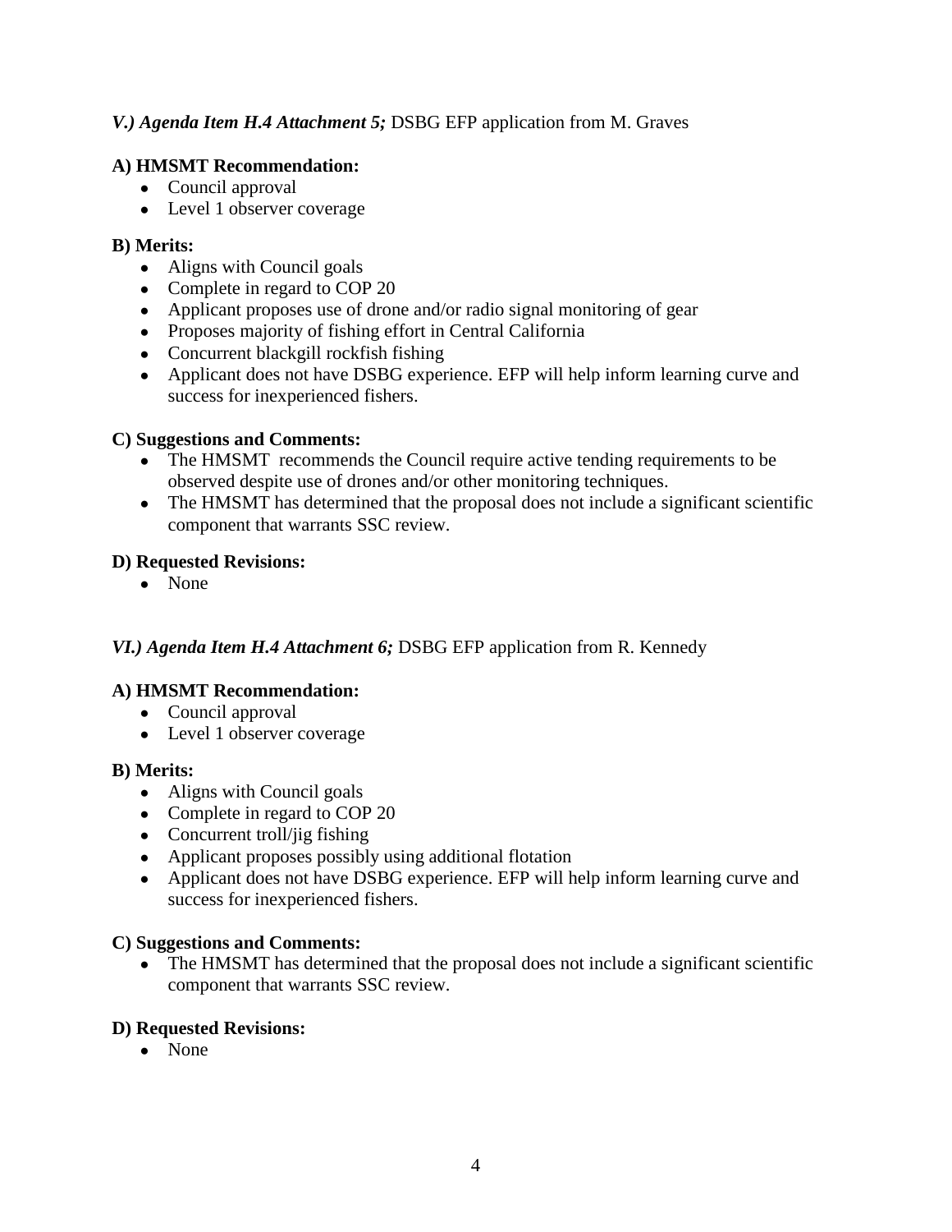### *V.) Agenda Item H.4 Attachment 5;* DSBG EFP application from M. Graves

**A) HMSMT Recommendation:**

- Council approval
- Level 1 observer coverage

**B) Merits:**

- Aligns with Council goals
- Complete in regard to COP 20
- Applicant proposes use of drone and/or radio signal monitoring of gear
- Proposes majority of fishing effort in Central California
- Concurrent blackgill rockfish fishing
- Applicant does not have DSBG experience. EFP will help inform learning curve and success for inexperienced fishers.

**C) Suggestions and Comments:**

- The HMSMT recommends the Council require active tending requirements to be observed despite use of drones and/or other monitoring techniques.
- The HMSMT has determined that the proposal does not include a significant scientific component that warrants SSC review.

**D) Requested Revisions:**

- None

### *VI.) Agenda Item H.4 Attachment 6;* DSBG EFP application from R. Kennedy

**A) HMSMT Recommendation:**

- Council approval
- Level 1 observer coverage

**B) Merits:**

- Aligns with Council goals
- Complete in regard to COP 20
- Concurrent troll/jig fishing
- Applicant proposes possibly using additional flotation
- Applicant does not have DSBG experience. EFP will help inform learning curve and success for inexperienced fishers.

**C) Suggestions and Comments:**

- The HMSMT has determined that the proposal does not include a significant scientific component that warrants SSC review.

**D) Requested Revisions:**

- None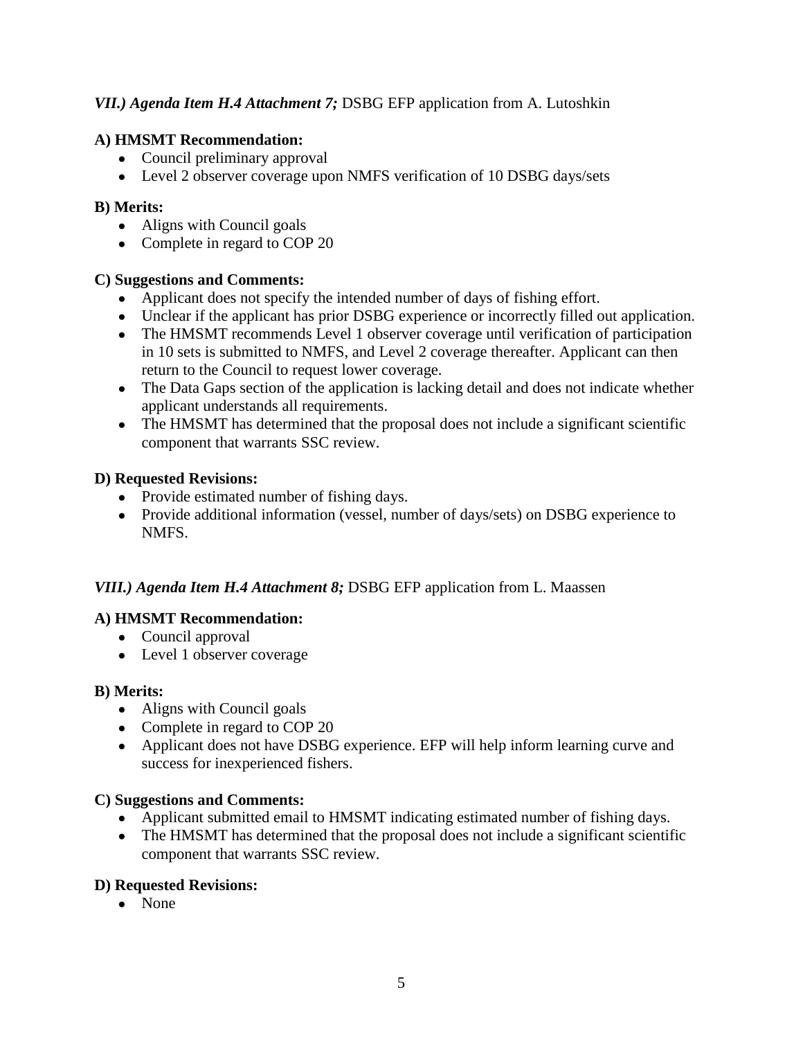***VII.) Agenda Item H.4 Attachment 7;*** DSBG EFP application from A. Lutoshkin

**A) HMSMT Recommendation:**

- Council preliminary approval
- Level 2 observer coverage upon NMFS verification of 10 DSBG days/sets

**B) Merits:**

- Aligns with Council goals
- Complete in regard to COP 20

**C) Suggestions and Comments:**

- Applicant does not specify the intended number of days of fishing effort.
- Unclear if the applicant has prior DSBG experience or incorrectly filled out application.
- The HMSMT recommends Level 1 observer coverage until verification of participation in 10 sets is submitted to NMFS, and Level 2 coverage thereafter. Applicant can then return to the Council to request lower coverage.
- The Data Gaps section of the application is lacking detail and does not indicate whether applicant understands all requirements.
- The HMSMT has determined that the proposal does not include a significant scientific component that warrants SSC review.

**D) Requested Revisions:**

- Provide estimated number of fishing days.
- Provide additional information (vessel, number of days/sets) on DSBG experience to NMFS.

***VIII.) Agenda Item H.4 Attachment 8;*** DSBG EFP application from L. Maassen

**A) HMSMT Recommendation:**

- Council approval
- Level 1 observer coverage

**B) Merits:**

- Aligns with Council goals
- Complete in regard to COP 20
- Applicant does not have DSBG experience. EFP will help inform learning curve and success for inexperienced fishers.

**C) Suggestions and Comments:**

- Applicant submitted email to HMSMT indicating estimated number of fishing days.
- The HMSMT has determined that the proposal does not include a significant scientific component that warrants SSC review.

**D) Requested Revisions:**

- None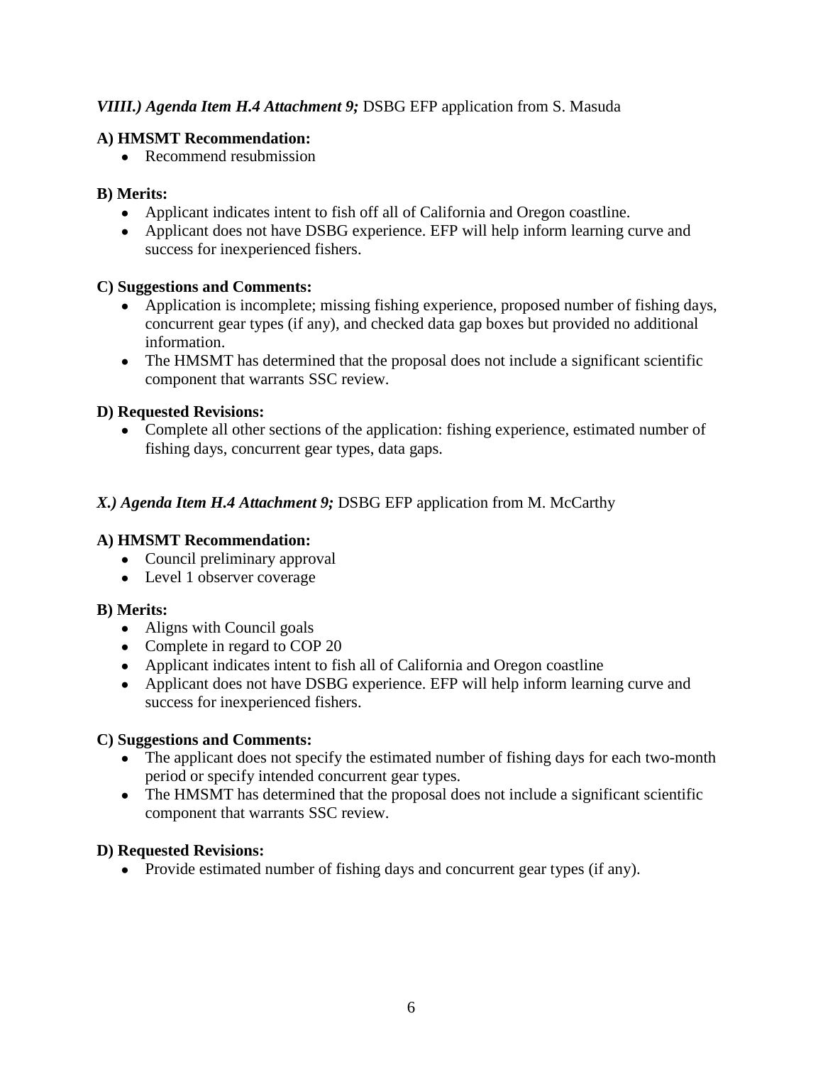***VIIII.) Agenda Item H.4 Attachment 9;*** DSBG EFP application from S. Masuda

**A) HMSMT Recommendation:**

- Recommend resubmission

**B) Merits:**

- Applicant indicates intent to fish off all of California and Oregon coastline.
- Applicant does not have DSBG experience. EFP will help inform learning curve and success for inexperienced fishers.

**C) Suggestions and Comments:**

- Application is incomplete; missing fishing experience, proposed number of fishing days, concurrent gear types (if any), and checked data gap boxes but provided no additional information.
- The HMSMT has determined that the proposal does not include a significant scientific component that warrants SSC review.

**D) Requested Revisions:**

- Complete all other sections of the application: fishing experience, estimated number of fishing days, concurrent gear types, data gaps.

***X.) Agenda Item H.4 Attachment 9;*** DSBG EFP application from M. McCarthy

**A) HMSMT Recommendation:**

- Council preliminary approval
- Level 1 observer coverage

**B) Merits:**

- Aligns with Council goals
- Complete in regard to COP 20
- Applicant indicates intent to fish all of California and Oregon coastline
- Applicant does not have DSBG experience. EFP will help inform learning curve and success for inexperienced fishers.

**C) Suggestions and Comments:**

- The applicant does not specify the estimated number of fishing days for each two-month period or specify intended concurrent gear types.
- The HMSMT has determined that the proposal does not include a significant scientific component that warrants SSC review.

**D) Requested Revisions:**

- Provide estimated number of fishing days and concurrent gear types (if any).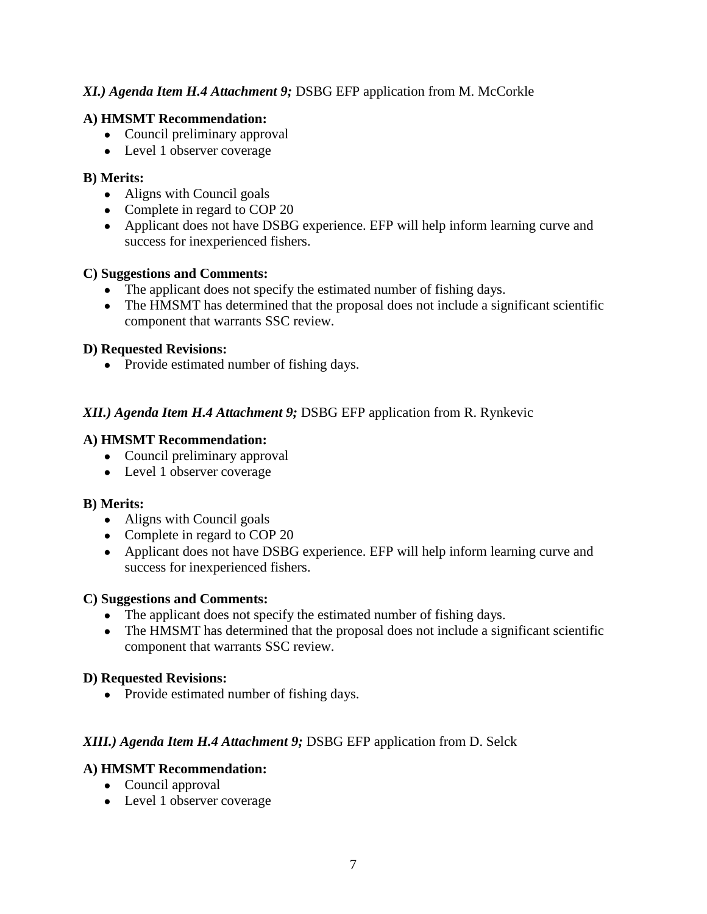### *XI.) Agenda Item H.4 Attachment 9;* DSBG EFP application from M. McCorkle

**A) HMSMT Recommendation:**
- Council preliminary approval
- Level 1 observer coverage

**B) Merits:**
- Aligns with Council goals
- Complete in regard to COP 20
- Applicant does not have DSBG experience. EFP will help inform learning curve and success for inexperienced fishers.

**C) Suggestions and Comments:**
- The applicant does not specify the estimated number of fishing days.
- The HMSMT has determined that the proposal does not include a significant scientific component that warrants SSC review.

**D) Requested Revisions:**
- Provide estimated number of fishing days.

### *XII.) Agenda Item H.4 Attachment 9;* DSBG EFP application from R. Rynkevic

**A) HMSMT Recommendation:**
- Council preliminary approval
- Level 1 observer coverage

**B) Merits:**
- Aligns with Council goals
- Complete in regard to COP 20
- Applicant does not have DSBG experience. EFP will help inform learning curve and success for inexperienced fishers.

**C) Suggestions and Comments:**
- The applicant does not specify the estimated number of fishing days.
- The HMSMT has determined that the proposal does not include a significant scientific component that warrants SSC review.

**D) Requested Revisions:**
- Provide estimated number of fishing days.

### *XIII.) Agenda Item H.4 Attachment 9;* DSBG EFP application from D. Selck

**A) HMSMT Recommendation:**
- Council approval
- Level 1 observer coverage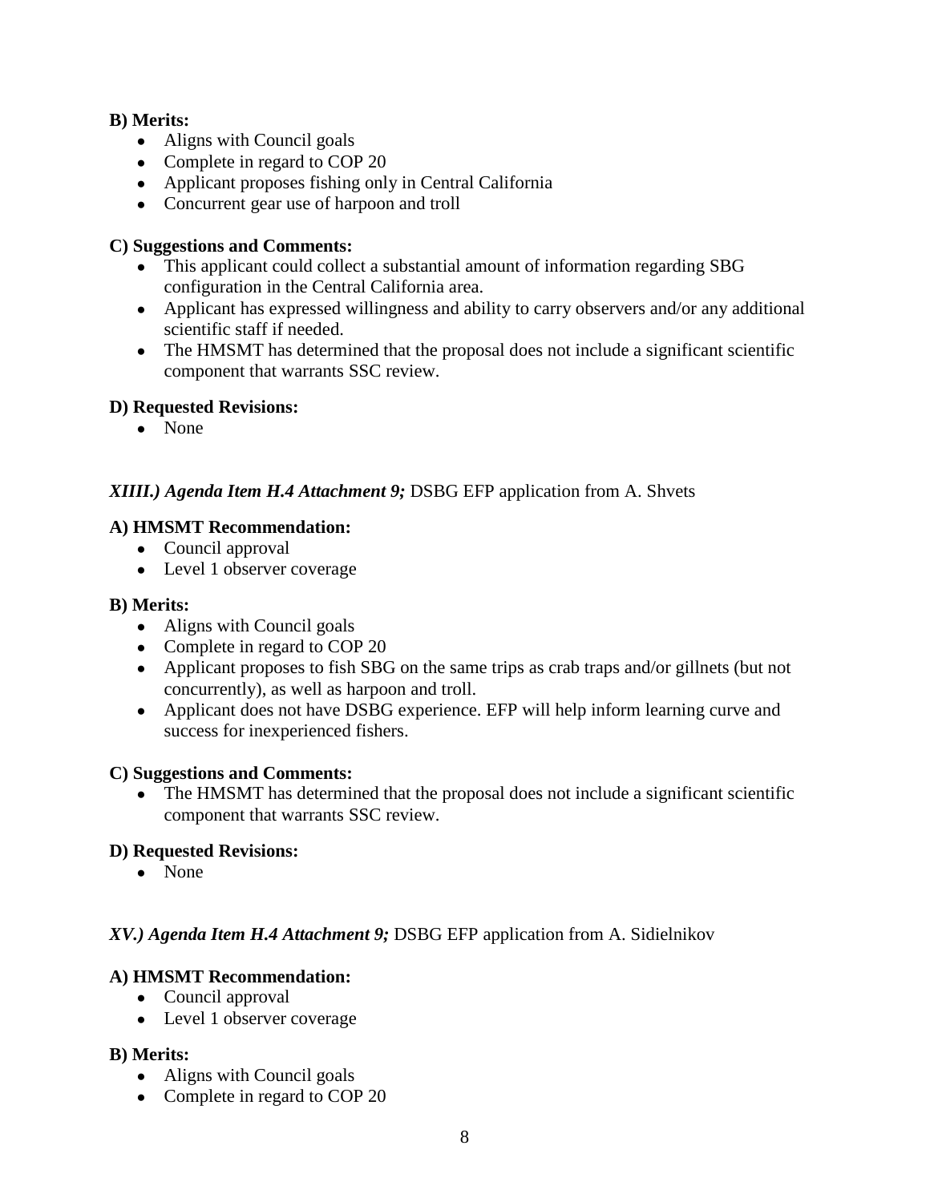**B) Merits:**

- Aligns with Council goals
- Complete in regard to COP 20
- Applicant proposes fishing only in Central California
- Concurrent gear use of harpoon and troll

**C) Suggestions and Comments:**

- This applicant could collect a substantial amount of information regarding SBG configuration in the Central California area.
- Applicant has expressed willingness and ability to carry observers and/or any additional scientific staff if needed.
- The HMSMT has determined that the proposal does not include a significant scientific component that warrants SSC review.

**D) Requested Revisions:**

- None

***XIIII.) Agenda Item H.4 Attachment 9;*** DSBG EFP application from A. Shvets

**A) HMSMT Recommendation:**

- Council approval
- Level 1 observer coverage

**B) Merits:**

- Aligns with Council goals
- Complete in regard to COP 20
- Applicant proposes to fish SBG on the same trips as crab traps and/or gillnets (but not concurrently), as well as harpoon and troll.
- Applicant does not have DSBG experience. EFP will help inform learning curve and success for inexperienced fishers.

**C) Suggestions and Comments:**

- The HMSMT has determined that the proposal does not include a significant scientific component that warrants SSC review.

**D) Requested Revisions:**

- None

***XV.) Agenda Item H.4 Attachment 9;*** DSBG EFP application from A. Sidielnikov

**A) HMSMT Recommendation:**

- Council approval
- Level 1 observer coverage

**B) Merits:**

- Aligns with Council goals
- Complete in regard to COP 20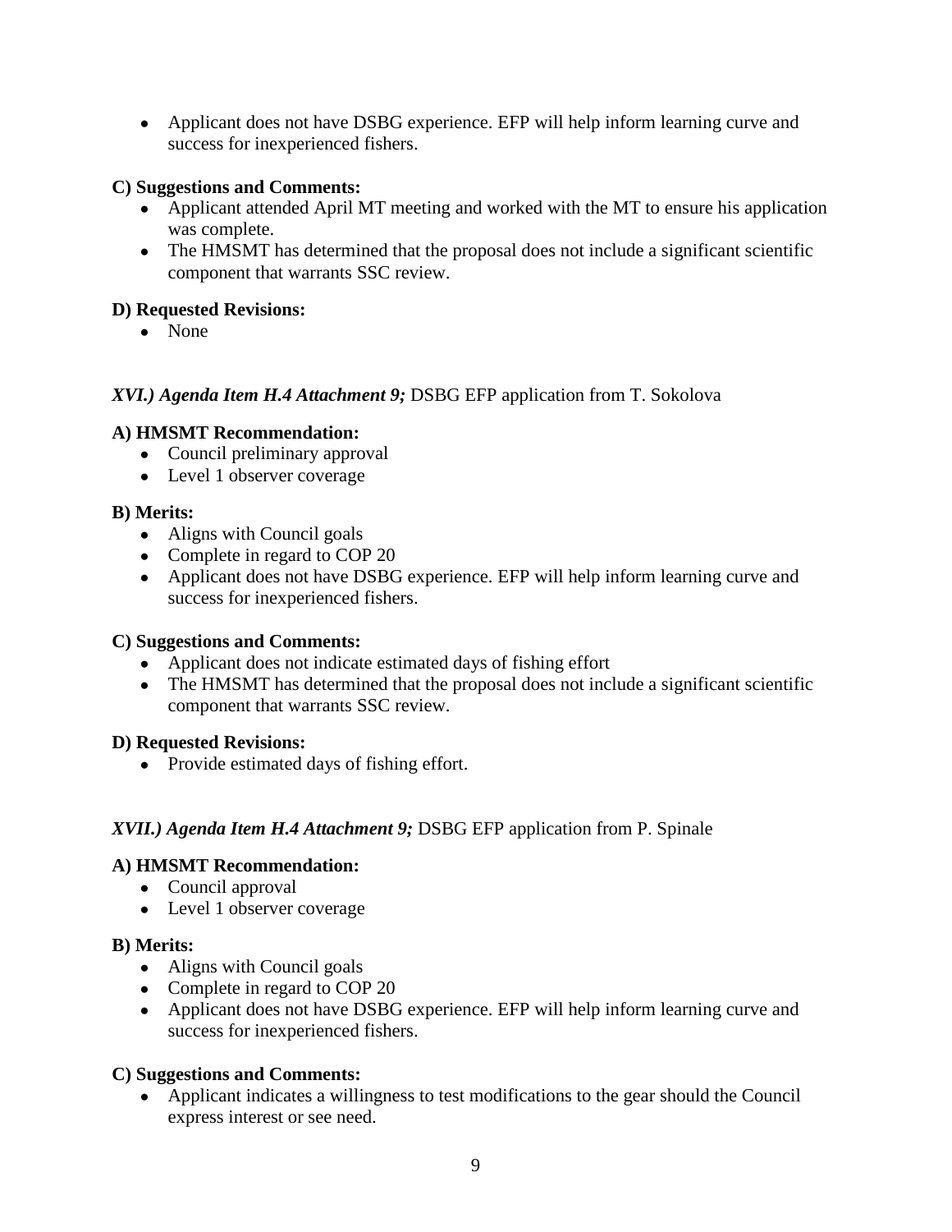- Applicant does not have DSBG experience. EFP will help inform learning curve and success for inexperienced fishers.

**C) Suggestions and Comments:**

- Applicant attended April MT meeting and worked with the MT to ensure his application was complete.
- The HMSMT has determined that the proposal does not include a significant scientific component that warrants SSC review.

**D) Requested Revisions:**

- None

***XVI.) Agenda Item H.4 Attachment 9;*** DSBG EFP application from T. Sokolova

**A) HMSMT Recommendation:**

- Council preliminary approval
- Level 1 observer coverage

**B) Merits:**

- Aligns with Council goals
- Complete in regard to COP 20
- Applicant does not have DSBG experience. EFP will help inform learning curve and success for inexperienced fishers.

**C) Suggestions and Comments:**

- Applicant does not indicate estimated days of fishing effort
- The HMSMT has determined that the proposal does not include a significant scientific component that warrants SSC review.

**D) Requested Revisions:**

- Provide estimated days of fishing effort.

***XVII.) Agenda Item H.4 Attachment 9;*** DSBG EFP application from P. Spinale

**A) HMSMT Recommendation:**

- Council approval
- Level 1 observer coverage

**B) Merits:**

- Aligns with Council goals
- Complete in regard to COP 20
- Applicant does not have DSBG experience. EFP will help inform learning curve and success for inexperienced fishers.

**C) Suggestions and Comments:**

- Applicant indicates a willingness to test modifications to the gear should the Council express interest or see need.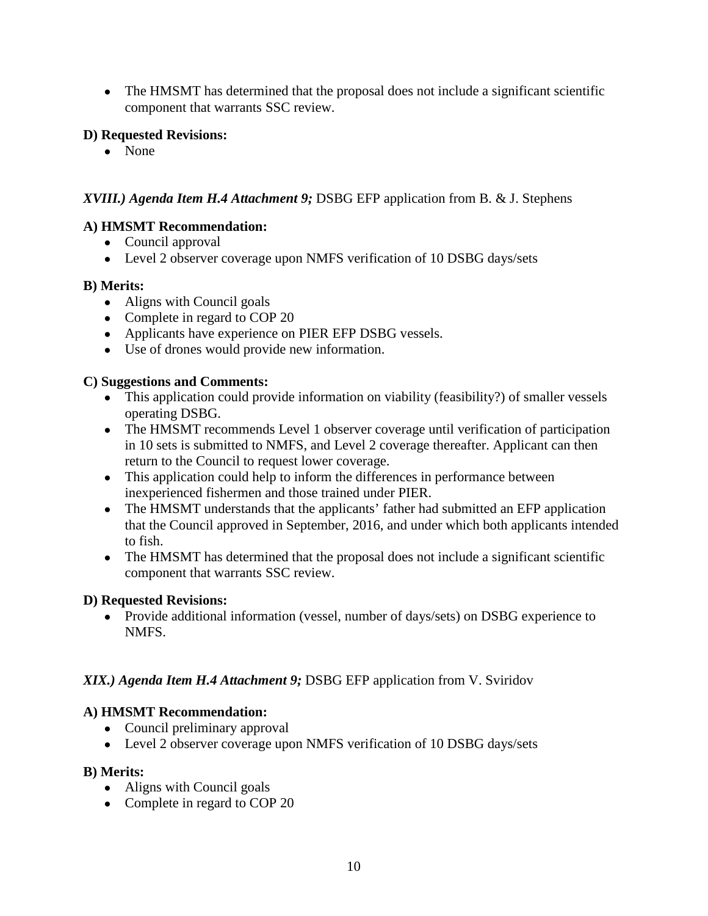- The HMSMT has determined that the proposal does not include a significant scientific component that warrants SSC review.

**D) Requested Revisions:**

- None

***XVIII.) Agenda Item H.4 Attachment 9;*** DSBG EFP application from B. & J. Stephens

**A) HMSMT Recommendation:**

- Council approval
- Level 2 observer coverage upon NMFS verification of 10 DSBG days/sets

**B) Merits:**

- Aligns with Council goals
- Complete in regard to COP 20
- Applicants have experience on PIER EFP DSBG vessels.
- Use of drones would provide new information.

**C) Suggestions and Comments:**

- This application could provide information on viability (feasibility?) of smaller vessels operating DSBG.
- The HMSMT recommends Level 1 observer coverage until verification of participation in 10 sets is submitted to NMFS, and Level 2 coverage thereafter. Applicant can then return to the Council to request lower coverage.
- This application could help to inform the differences in performance between inexperienced fishermen and those trained under PIER.
- The HMSMT understands that the applicants' father had submitted an EFP application that the Council approved in September, 2016, and under which both applicants intended to fish.
- The HMSMT has determined that the proposal does not include a significant scientific component that warrants SSC review.

**D) Requested Revisions:**

- Provide additional information (vessel, number of days/sets) on DSBG experience to NMFS.

***XIX.) Agenda Item H.4 Attachment 9;*** DSBG EFP application from V. Sviridov

**A) HMSMT Recommendation:**

- Council preliminary approval
- Level 2 observer coverage upon NMFS verification of 10 DSBG days/sets

**B) Merits:**

- Aligns with Council goals
- Complete in regard to COP 20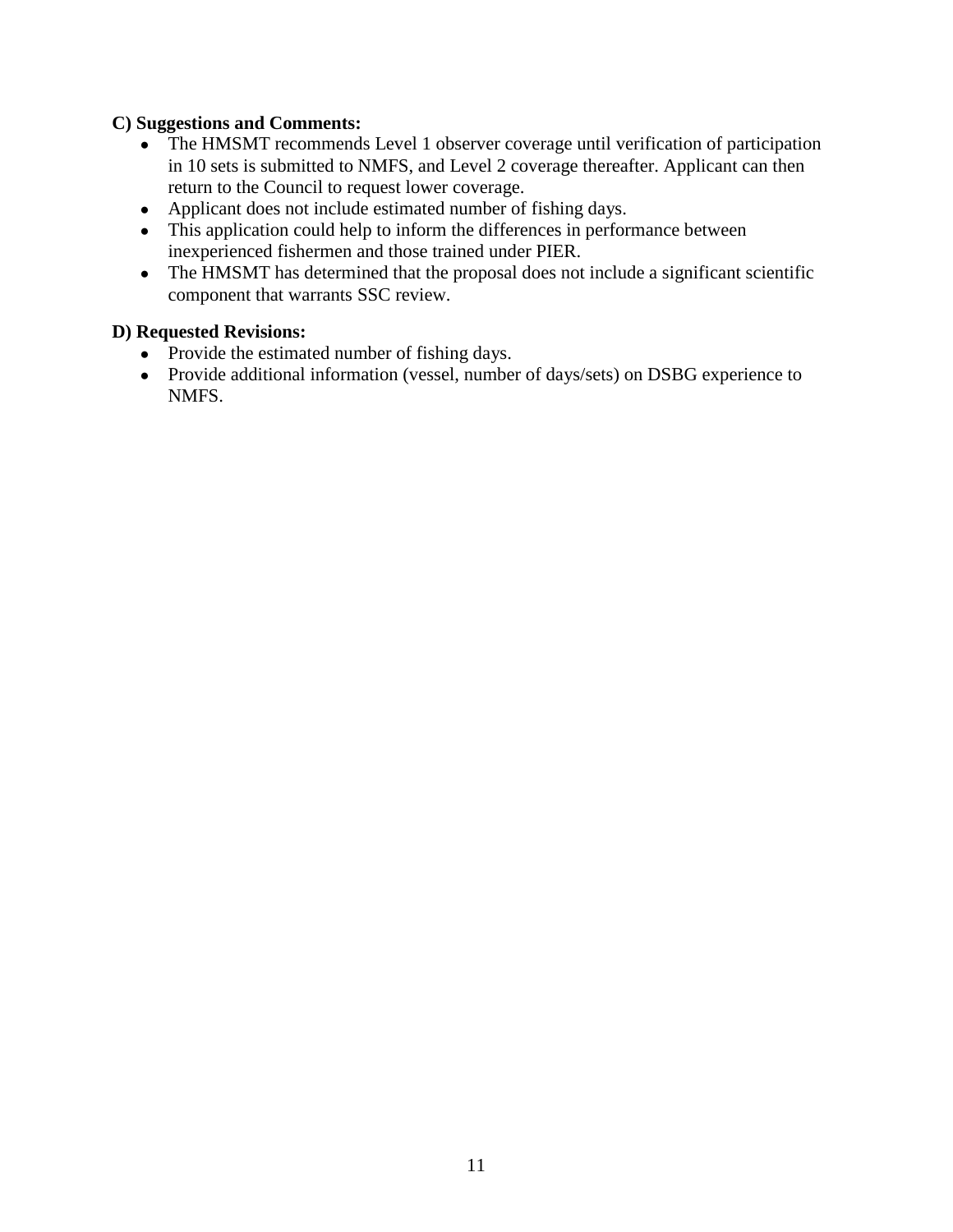**C) Suggestions and Comments:**

- The HMSMT recommends Level 1 observer coverage until verification of participation in 10 sets is submitted to NMFS, and Level 2 coverage thereafter. Applicant can then return to the Council to request lower coverage.
- Applicant does not include estimated number of fishing days.
- This application could help to inform the differences in performance between inexperienced fishermen and those trained under PIER.
- The HMSMT has determined that the proposal does not include a significant scientific component that warrants SSC review.

**D) Requested Revisions:**

- Provide the estimated number of fishing days.
- Provide additional information (vessel, number of days/sets) on DSBG experience to NMFS.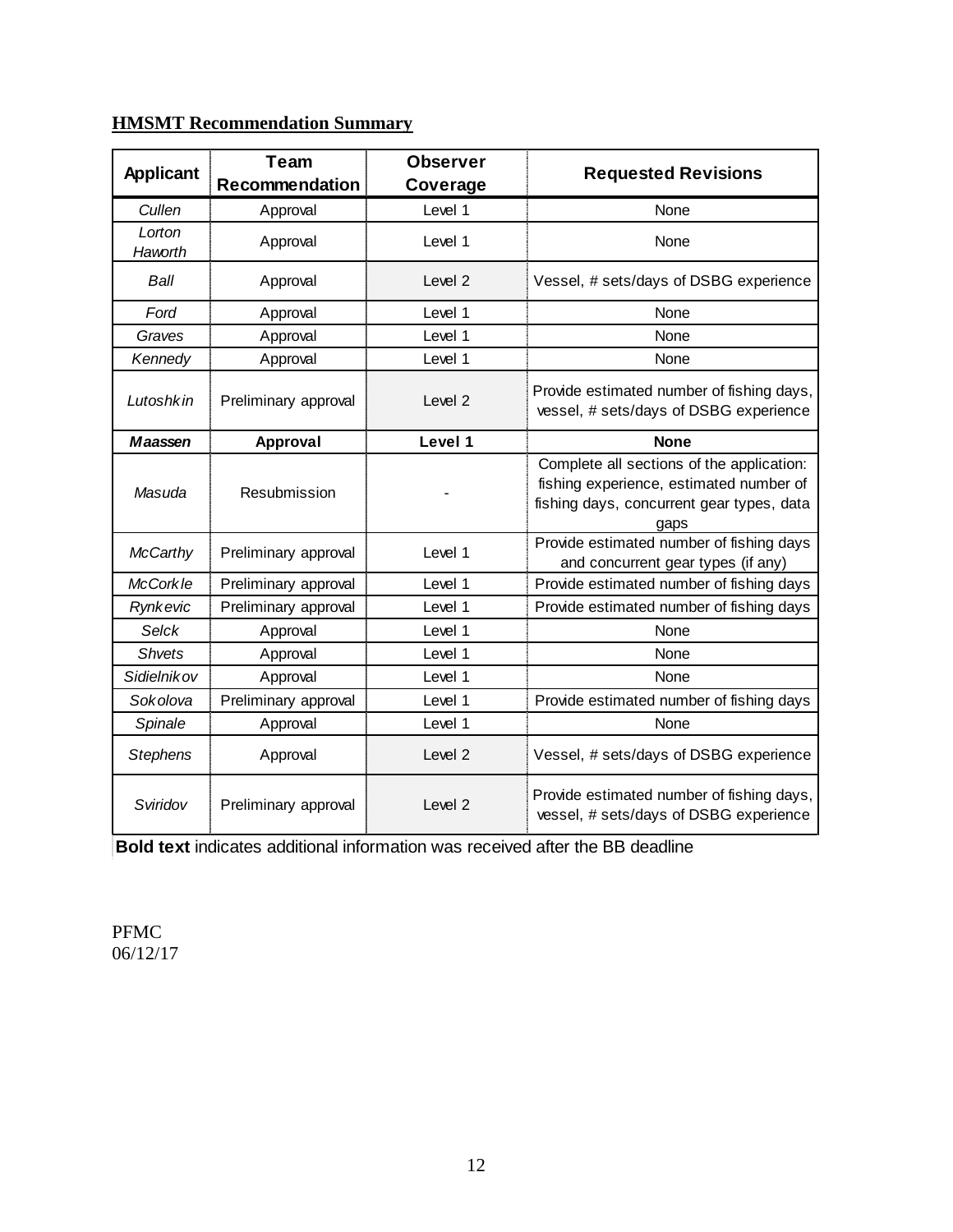**HMSMT Recommendation Summary**

| Applicant | Team Recommendation | Observer Coverage | Requested Revisions |
| --- | --- | --- | --- |
| *Cullen* | Approval | Level 1 | None |
| *Lorton Haworth* | Approval | Level 1 | None |
| *Ball* | Approval | Level 2 | Vessel, # sets/days of DSBG experience |
| *Ford* | Approval | Level 1 | None |
| *Graves* | Approval | Level 1 | None |
| *Kennedy* | Approval | Level 1 | None |
| *Lutoshkin* | Preliminary approval | Level 2 | Provide estimated number of fishing days, vessel, # sets/days of DSBG experience |
| ***Maassen*** | **Approval** | **Level 1** | **None** |
| *Masuda* | Resubmission | - | Complete all sections of the application: fishing experience, estimated number of fishing days, concurrent gear types, data gaps |
| *McCarthy* | Preliminary approval | Level 1 | Provide estimated number of fishing days and concurrent gear types (if any) |
| *McCorkle* | Preliminary approval | Level 1 | Provide estimated number of fishing days |
| *Rynkevic* | Preliminary approval | Level 1 | Provide estimated number of fishing days |
| *Selck* | Approval | Level 1 | None |
| *Shvets* | Approval | Level 1 | None |
| *Sidielnikov* | Approval | Level 1 | None |
| *Sokolova* | Preliminary approval | Level 1 | Provide estimated number of fishing days |
| *Spinale* | Approval | Level 1 | None |
| *Stephens* | Approval | Level 2 | Vessel, # sets/days of DSBG experience |
| *Sviridov* | Preliminary approval | Level 2 | Provide estimated number of fishing days, vessel, # sets/days of DSBG experience |

**Bold text** indicates additional information was received after the BB deadline

PFMC
06/12/17